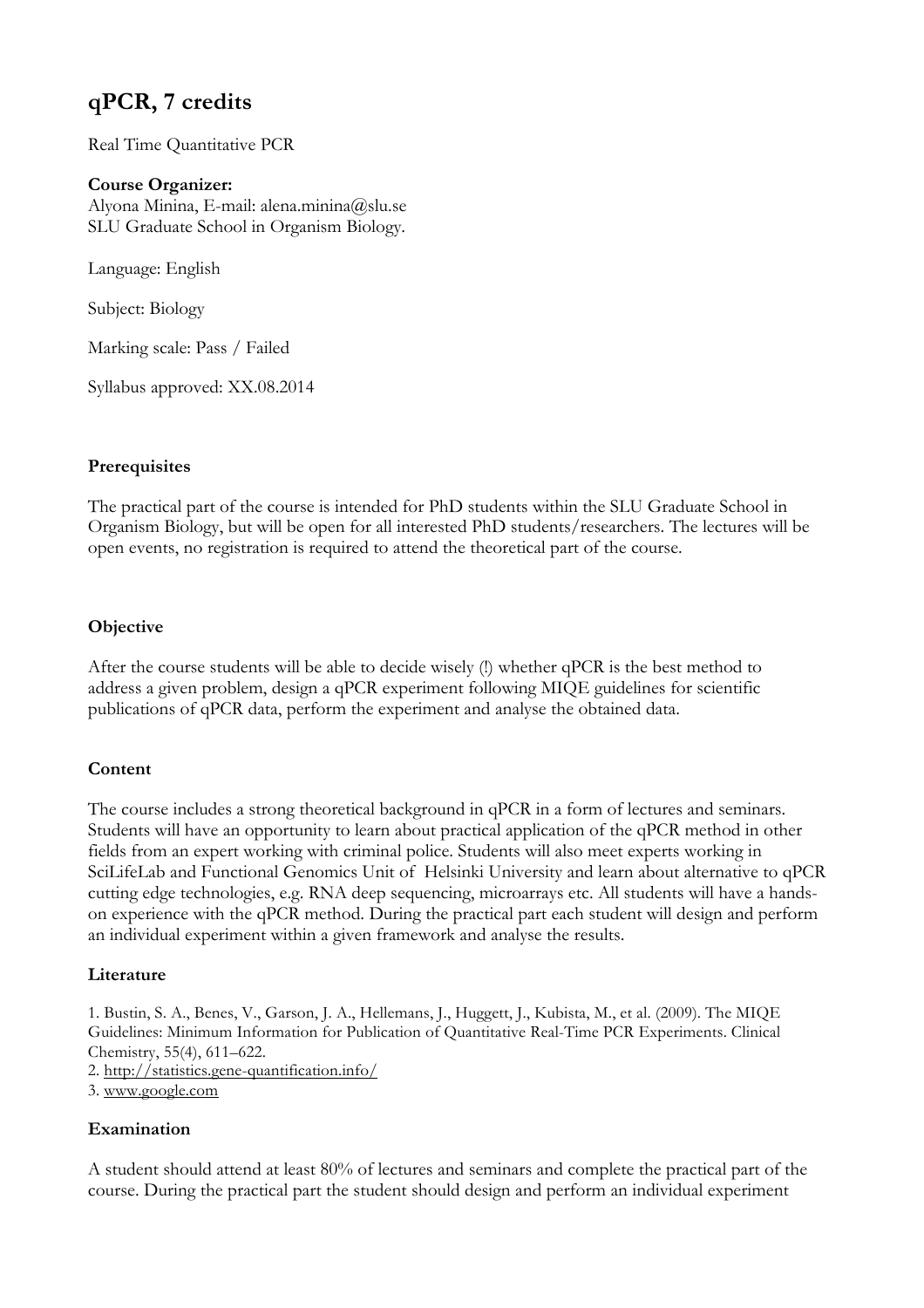# qPCR, 7 credits

Real Time Quantitative PCR

**Course Organizer:**
Alyona Minina, E-mail: alena.minina@slu.se
SLU Graduate School in Organism Biology.

Language: English

Subject: Biology

Marking scale: Pass / Failed

Syllabus approved: XX.08.2014

### Prerequisites

The practical part of the course is intended for PhD students within the SLU Graduate School in Organism Biology, but will be open for all interested PhD students/researchers. The lectures will be open events, no registration is required to attend the theoretical part of the course.

### Objective

After the course students will be able to decide wisely (!) whether qPCR is the best method to address a given problem, design a qPCR experiment following MIQE guidelines for scientific publications of qPCR data, perform the experiment and analyse the obtained data.

### Content

The course includes a strong theoretical background in qPCR in a form of lectures and seminars. Students will have an opportunity to learn about practical application of the qPCR method in other fields from an expert working with criminal police. Students will also meet experts working in SciLifeLab and Functional Genomics Unit of Helsinki University and learn about alternative to qPCR cutting edge technologies, e.g. RNA deep sequencing, microarrays etc. All students will have a hands-on experience with the qPCR method. During the practical part each student will design and perform an individual experiment within a given framework and analyse the results.

### Literature

1. Bustin, S. A., Benes, V., Garson, J. A., Hellemans, J., Huggett, J., Kubista, M., et al. (2009). The MIQE Guidelines: Minimum Information for Publication of Quantitative Real-Time PCR Experiments. Clinical Chemistry, 55(4), 611–622.
2. http://statistics.gene-quantification.info/
3. www.google.com

### Examination

A student should attend at least 80% of lectures and seminars and complete the practical part of the course. During the practical part the student should design and perform an individual experiment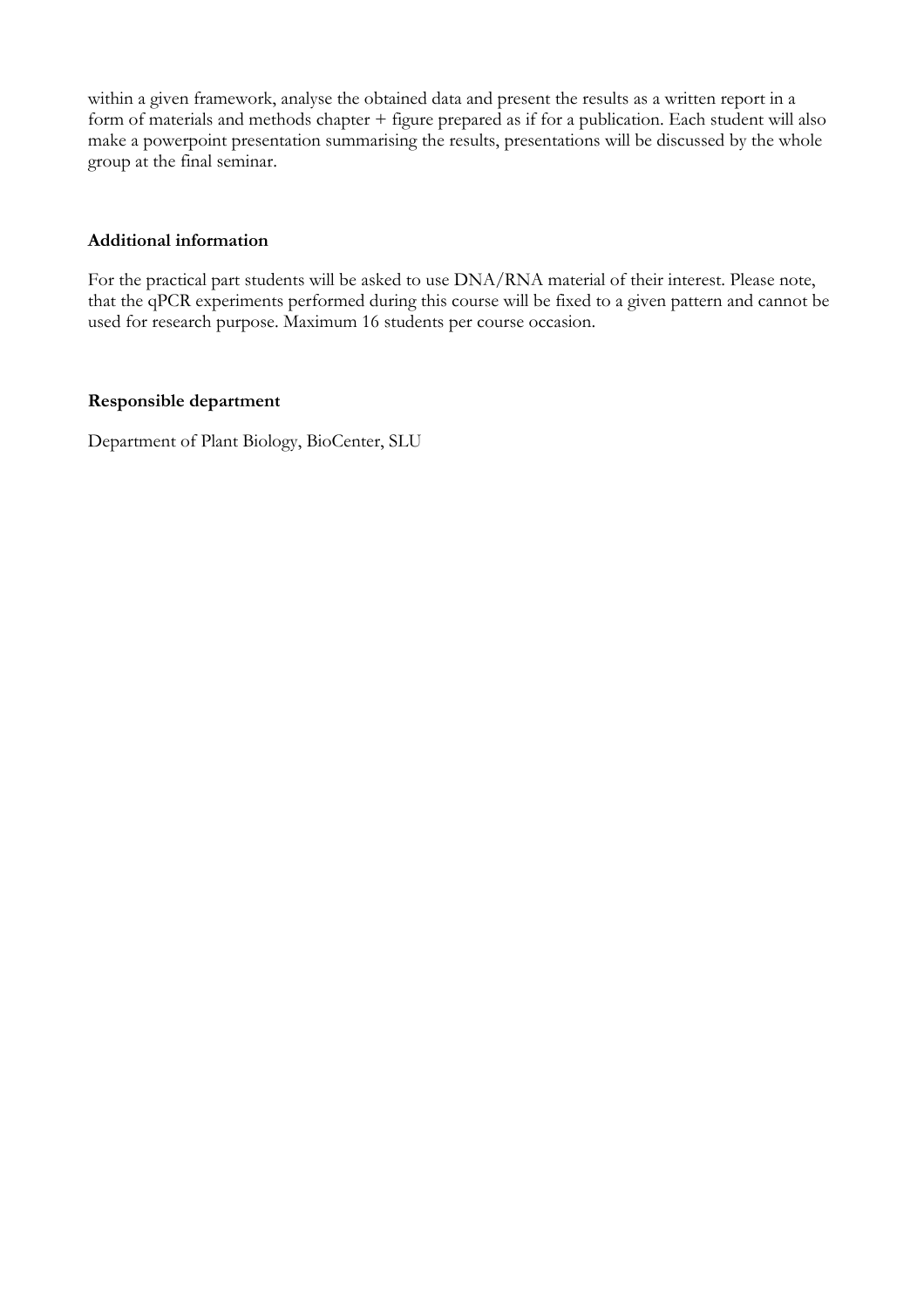within a given framework, analyse the obtained data and present the results as a written report in a form of materials and methods chapter + figure prepared as if for a publication. Each student will also make a powerpoint presentation summarising the results, presentations will be discussed by the whole group at the final seminar.

**Additional information**

For the practical part students will be asked to use DNA/RNA material of their interest. Please note, that the qPCR experiments performed during this course will be fixed to a given pattern and cannot be used for research purpose. Maximum 16 students per course occasion.

**Responsible department**

Department of Plant Biology, BioCenter, SLU